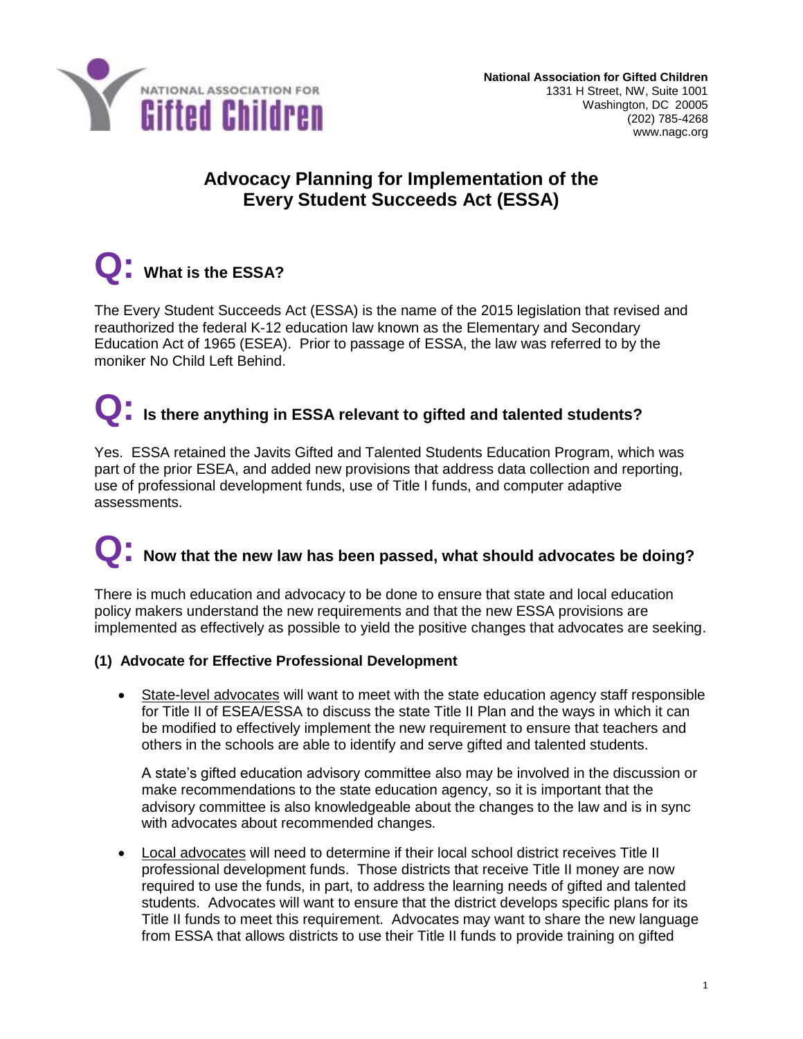National Association for Gifted Children

**National Association for Gifted Children**
1331 H Street, NW, Suite 1001
Washington, DC 20005
(202) 785-4268
www.nagc.org

# Advocacy Planning for Implementation of the Every Student Succeeds Act (ESSA)

## Q: What is the ESSA?

The Every Student Succeeds Act (ESSA) is the name of the 2015 legislation that revised and reauthorized the federal K-12 education law known as the Elementary and Secondary Education Act of 1965 (ESEA). Prior to passage of ESSA, the law was referred to by the moniker No Child Left Behind.

## Q: Is there anything in ESSA relevant to gifted and talented students?

Yes. ESSA retained the Javits Gifted and Talented Students Education Program, which was part of the prior ESEA, and added new provisions that address data collection and reporting, use of professional development funds, use of Title I funds, and computer adaptive assessments.

## Q: Now that the new law has been passed, what should advocates be doing?

There is much education and advocacy to be done to ensure that state and local education policy makers understand the new requirements and that the new ESSA provisions are implemented as effectively as possible to yield the positive changes that advocates are seeking.

### (1) Advocate for Effective Professional Development

- State-level advocates will want to meet with the state education agency staff responsible for Title II of ESEA/ESSA to discuss the state Title II Plan and the ways in which it can be modified to effectively implement the new requirement to ensure that teachers and others in the schools are able to identify and serve gifted and talented students.

  A state's gifted education advisory committee also may be involved in the discussion or make recommendations to the state education agency, so it is important that the advisory committee is also knowledgeable about the changes to the law and is in sync with advocates about recommended changes.

- Local advocates will need to determine if their local school district receives Title II professional development funds. Those districts that receive Title II money are now required to use the funds, in part, to address the learning needs of gifted and talented students. Advocates will want to ensure that the district develops specific plans for its Title II funds to meet this requirement. Advocates may want to share the new language from ESSA that allows districts to use their Title II funds to provide training on gifted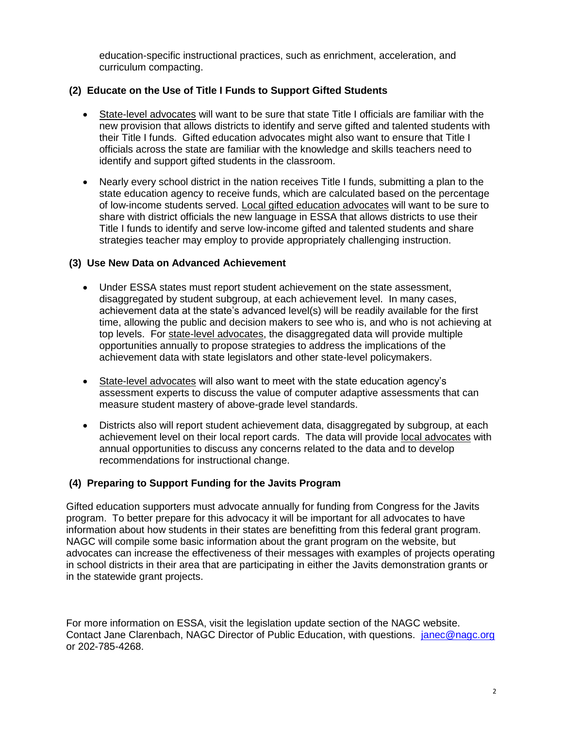education-specific instructional practices, such as enrichment, acceleration, and curriculum compacting.

**(2) Educate on the Use of Title I Funds to Support Gifted Students**

- State-level advocates will want to be sure that state Title I officials are familiar with the new provision that allows districts to identify and serve gifted and talented students with their Title I funds. Gifted education advocates might also want to ensure that Title I officials across the state are familiar with the knowledge and skills teachers need to identify and support gifted students in the classroom.

- Nearly every school district in the nation receives Title I funds, submitting a plan to the state education agency to receive funds, which are calculated based on the percentage of low-income students served. Local gifted education advocates will want to be sure to share with district officials the new language in ESSA that allows districts to use their Title I funds to identify and serve low-income gifted and talented students and share strategies teacher may employ to provide appropriately challenging instruction.

**(3) Use New Data on Advanced Achievement**

- Under ESSA states must report student achievement on the state assessment, disaggregated by student subgroup, at each achievement level. In many cases, achievement data at the state's advanced level(s) will be readily available for the first time, allowing the public and decision makers to see who is, and who is not achieving at top levels. For state-level advocates, the disaggregated data will provide multiple opportunities annually to propose strategies to address the implications of the achievement data with state legislators and other state-level policymakers.

- State-level advocates will also want to meet with the state education agency's assessment experts to discuss the value of computer adaptive assessments that can measure student mastery of above-grade level standards.

- Districts also will report student achievement data, disaggregated by subgroup, at each achievement level on their local report cards. The data will provide local advocates with annual opportunities to discuss any concerns related to the data and to develop recommendations for instructional change.

**(4) Preparing to Support Funding for the Javits Program**

Gifted education supporters must advocate annually for funding from Congress for the Javits program. To better prepare for this advocacy it will be important for all advocates to have information about how students in their states are benefitting from this federal grant program. NAGC will compile some basic information about the grant program on the website, but advocates can increase the effectiveness of their messages with examples of projects operating in school districts in their area that are participating in either the Javits demonstration grants or in the statewide grant projects.

For more information on ESSA, visit the legislation update section of the NAGC website. Contact Jane Clarenbach, NAGC Director of Public Education, with questions. janec@nagc.org or 202-785-4268.